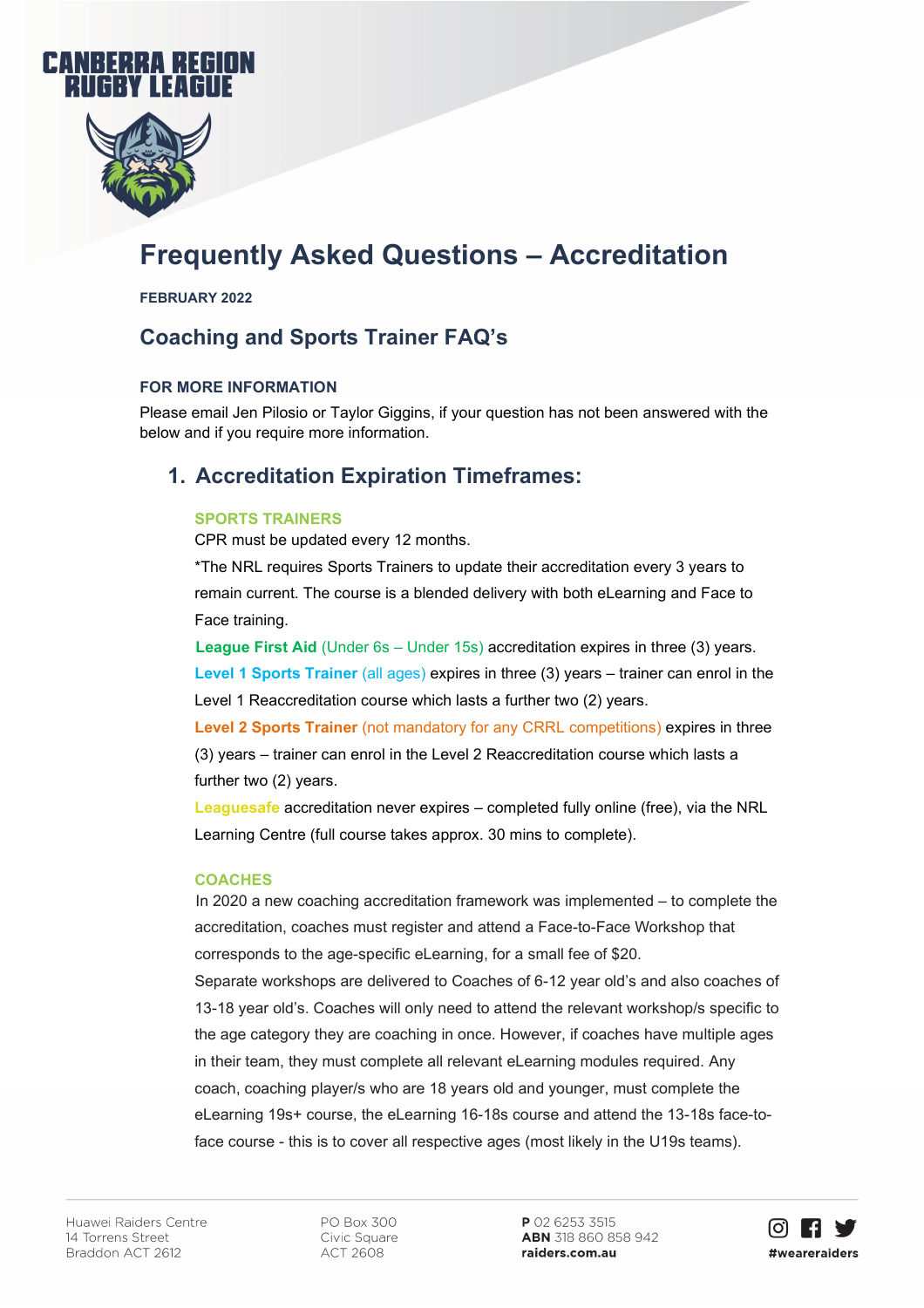CANBERRA REGION RUGBY LEAGUE

# Frequently Asked Questions – Accreditation

**FEBRUARY 2022**

## Coaching and Sports Trainer FAQ's

**FOR MORE INFORMATION**

Please email Jen Pilosio or Taylor Giggins, if your question has not been answered with the below and if you require more information.

### 1. Accreditation Expiration Timeframes:

**SPORTS TRAINERS**

CPR must be updated every 12 months.

*The NRL requires Sports Trainers to update their accreditation every 3 years to remain current. The course is a blended delivery with both eLearning and Face to Face training.

**League First Aid** (Under 6s – Under 15s) accreditation expires in three (3) years.

**Level 1 Sports Trainer** (all ages) expires in three (3) years – trainer can enrol in the Level 1 Reaccreditation course which lasts a further two (2) years.

**Level 2 Sports Trainer** (not mandatory for any CRRL competitions) expires in three (3) years – trainer can enrol in the Level 2 Reaccreditation course which lasts a further two (2) years.

**Leaguesafe** accreditation never expires – completed fully online (free), via the NRL Learning Centre (full course takes approx. 30 mins to complete).

**COACHES**

In 2020 a new coaching accreditation framework was implemented – to complete the accreditation, coaches must register and attend a Face-to-Face Workshop that corresponds to the age-specific eLearning, for a small fee of $20.

Separate workshops are delivered to Coaches of 6-12 year old's and also coaches of 13-18 year old's. Coaches will only need to attend the relevant workshop/s specific to the age category they are coaching in once. However, if coaches have multiple ages in their team, they must complete all relevant eLearning modules required. Any coach, coaching player/s who are 18 years old and younger, must complete the eLearning 19s+ course, the eLearning 16-18s course and attend the 13-18s face-to-face course - this is to cover all respective ages (most likely in the U19s teams).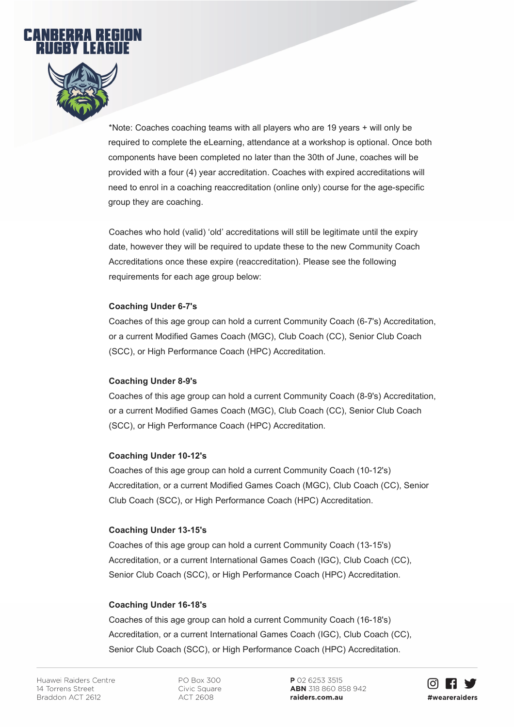*Note: Coaches coaching teams with all players who are 19 years + will only be required to complete the eLearning, attendance at a workshop is optional. Once both components have been completed no later than the 30th of June, coaches will be provided with a four (4) year accreditation. Coaches with expired accreditations will need to enrol in a coaching reaccreditation (online only) course for the age-specific group they are coaching.

Coaches who hold (valid) 'old' accreditations will still be legitimate until the expiry date, however they will be required to update these to the new Community Coach Accreditations once these expire (reaccreditation). Please see the following requirements for each age group below:

**Coaching Under 6-7's**

Coaches of this age group can hold a current Community Coach (6-7's) Accreditation, or a current Modified Games Coach (MGC), Club Coach (CC), Senior Club Coach (SCC), or High Performance Coach (HPC) Accreditation.

**Coaching Under 8-9's**

Coaches of this age group can hold a current Community Coach (8-9's) Accreditation, or a current Modified Games Coach (MGC), Club Coach (CC), Senior Club Coach (SCC), or High Performance Coach (HPC) Accreditation.

**Coaching Under 10-12's**

Coaches of this age group can hold a current Community Coach (10-12's) Accreditation, or a current Modified Games Coach (MGC), Club Coach (CC), Senior Club Coach (SCC), or High Performance Coach (HPC) Accreditation.

**Coaching Under 13-15's**

Coaches of this age group can hold a current Community Coach (13-15's) Accreditation, or a current International Games Coach (IGC), Club Coach (CC), Senior Club Coach (SCC), or High Performance Coach (HPC) Accreditation.

**Coaching Under 16-18's**

Coaches of this age group can hold a current Community Coach (16-18's) Accreditation, or a current International Games Coach (IGC), Club Coach (CC), Senior Club Coach (SCC), or High Performance Coach (HPC) Accreditation.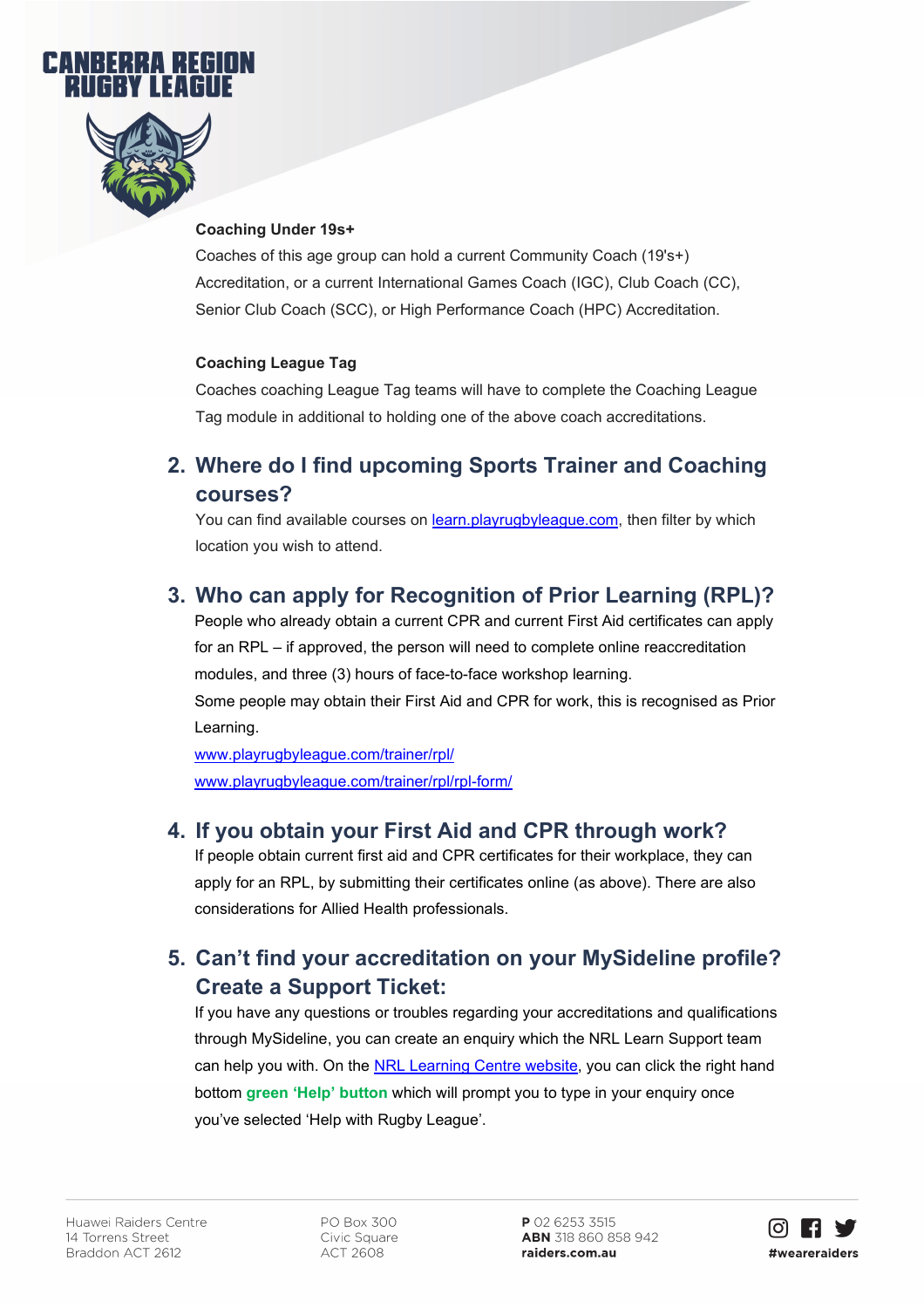**Coaching Under 19s+**

Coaches of this age group can hold a current Community Coach (19's+) Accreditation, or a current International Games Coach (IGC), Club Coach (CC), Senior Club Coach (SCC), or High Performance Coach (HPC) Accreditation.

**Coaching League Tag**

Coaches coaching League Tag teams will have to complete the Coaching League Tag module in additional to holding one of the above coach accreditations.

## 2. Where do I find upcoming Sports Trainer and Coaching courses?

You can find available courses on [learn.playrugbyleague.com](learn.playrugbyleague.com), then filter by which location you wish to attend.

## 3. Who can apply for Recognition of Prior Learning (RPL)?

People who already obtain a current CPR and current First Aid certificates can apply for an RPL – if approved, the person will need to complete online reaccreditation modules, and three (3) hours of face-to-face workshop learning.

Some people may obtain their First Aid and CPR for work, this is recognised as Prior Learning.

[www.playrugbyleague.com/trainer/rpl/](www.playrugbyleague.com/trainer/rpl/)

[www.playrugbyleague.com/trainer/rpl/rpl-form/](www.playrugbyleague.com/trainer/rpl/rpl-form/)

## 4. If you obtain your First Aid and CPR through work?

If people obtain current first aid and CPR certificates for their workplace, they can apply for an RPL, by submitting their certificates online (as above). There are also considerations for Allied Health professionals.

## 5. Can't find your accreditation on your MySideline profile? Create a Support Ticket:

If you have any questions or troubles regarding your accreditations and qualifications through MySideline, you can create an enquiry which the NRL Learn Support team can help you with. On the NRL Learning Centre website, you can click the right hand bottom **green 'Help' button** which will prompt you to type in your enquiry once you've selected 'Help with Rugby League'.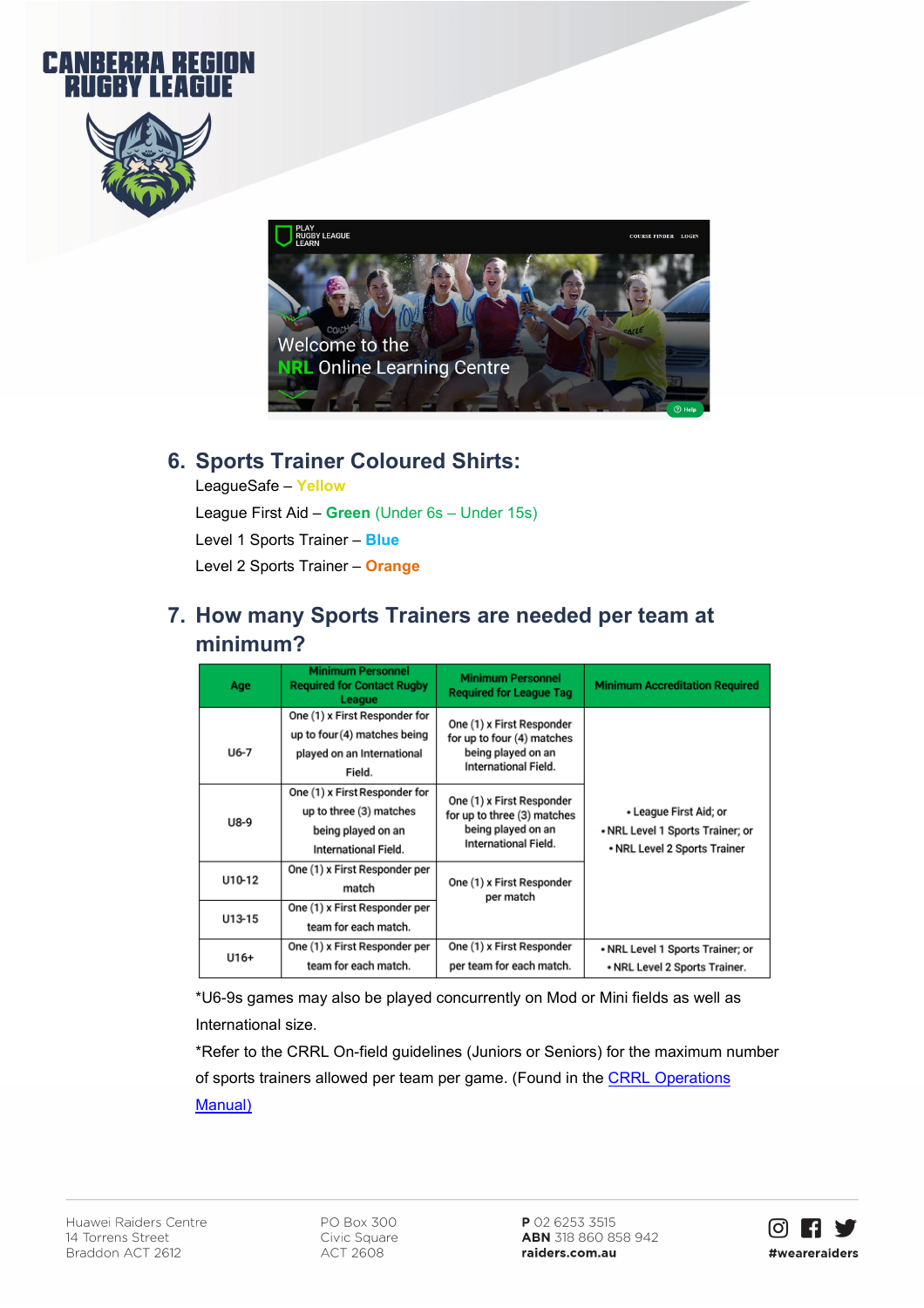## 6. Sports Trainer Coloured Shirts:

LeagueSafe – Yellow

League First Aid – **Green** (Under 6s – Under 15s)

Level 1 Sports Trainer – **Blue**

Level 2 Sports Trainer – **Orange**

## 7. How many Sports Trainers are needed per team at minimum?

| Age | Minimum Personnel Required for Contact Rugby League | Minimum Personnel Required for League Tag | Minimum Accreditation Required |
|---|---|---|---|
| U6-7 | One (1) x First Responder for up to four (4) matches being played on an International Field. | One (1) x First Responder for up to four (4) matches being played on an International Field. | • League First Aid; or<br>• NRL Level 1 Sports Trainer; or<br>• NRL Level 2 Sports Trainer |
| U8-9 | One (1) x First Responder for up to three (3) matches being played on an International Field. | One (1) x First Responder for up to three (3) matches being played on an International Field. | |
| U10-12 | One (1) x First Responder per match | One (1) x First Responder per match | |
| U13-15 | One (1) x First Responder per team for each match. | | |
| U16+ | One (1) x First Responder per team for each match. | One (1) x First Responder per team for each match. | • NRL Level 1 Sports Trainer; or<br>• NRL Level 2 Sports Trainer. |

*U6-9s games may also be played concurrently on Mod or Mini fields as well as International size.

*Refer to the CRRL On-field guidelines (Juniors or Seniors) for the maximum number of sports trainers allowed per team per game. (Found in the [CRRL Operations Manual)]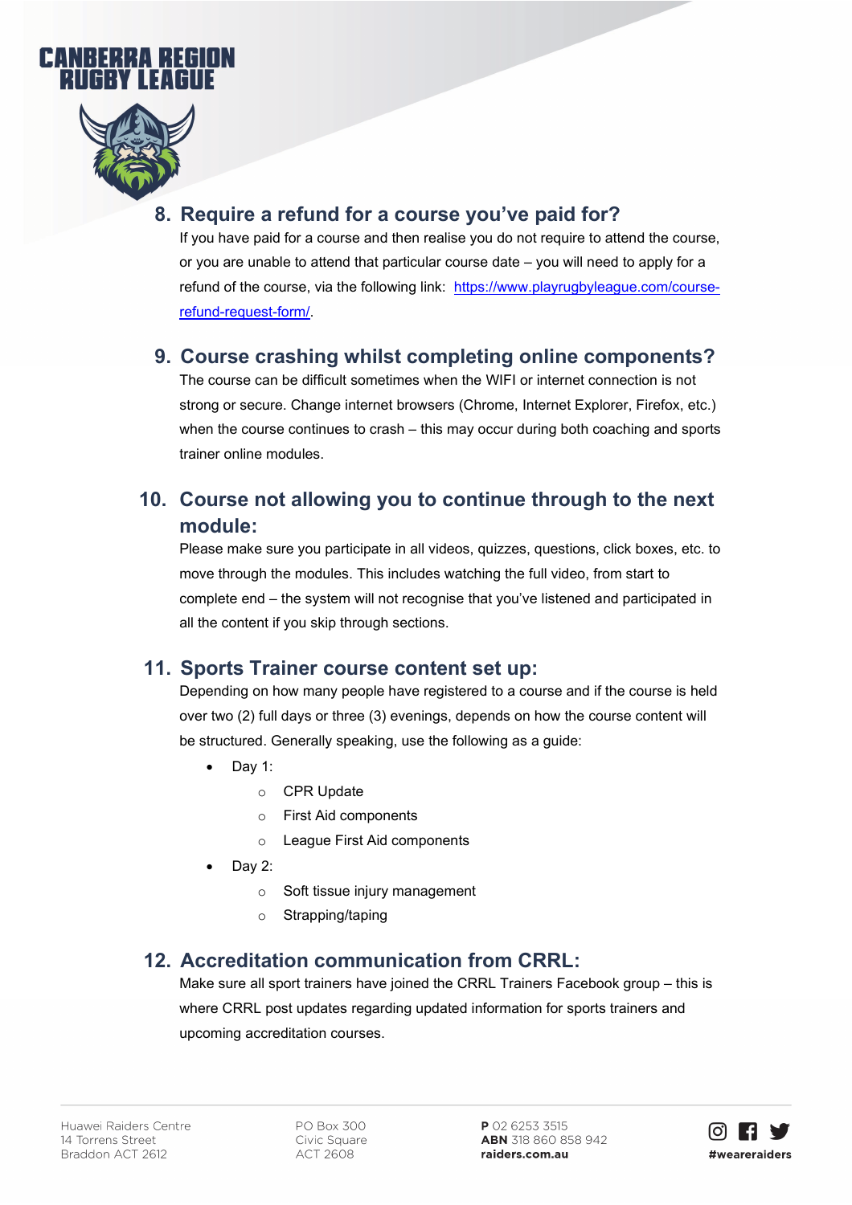## 8. Require a refund for a course you've paid for?

If you have paid for a course and then realise you do not require to attend the course, or you are unable to attend that particular course date – you will need to apply for a refund of the course, via the following link: [https://www.playrugbyleague.com/course-refund-request-form/](https://www.playrugbyleague.com/course-refund-request-form/).

## 9. Course crashing whilst completing online components?

The course can be difficult sometimes when the WIFI or internet connection is not strong or secure. Change internet browsers (Chrome, Internet Explorer, Firefox, etc.) when the course continues to crash – this may occur during both coaching and sports trainer online modules.

## 10. Course not allowing you to continue through to the next module:

Please make sure you participate in all videos, quizzes, questions, click boxes, etc. to move through the modules. This includes watching the full video, from start to complete end – the system will not recognise that you've listened and participated in all the content if you skip through sections.

## 11. Sports Trainer course content set up:

Depending on how many people have registered to a course and if the course is held over two (2) full days or three (3) evenings, depends on how the course content will be structured. Generally speaking, use the following as a guide:

- Day 1:
  - CPR Update
  - First Aid components
  - League First Aid components
- Day 2:
  - Soft tissue injury management
  - Strapping/taping

## 12. Accreditation communication from CRRL:

Make sure all sport trainers have joined the CRRL Trainers Facebook group – this is where CRRL post updates regarding updated information for sports trainers and upcoming accreditation courses.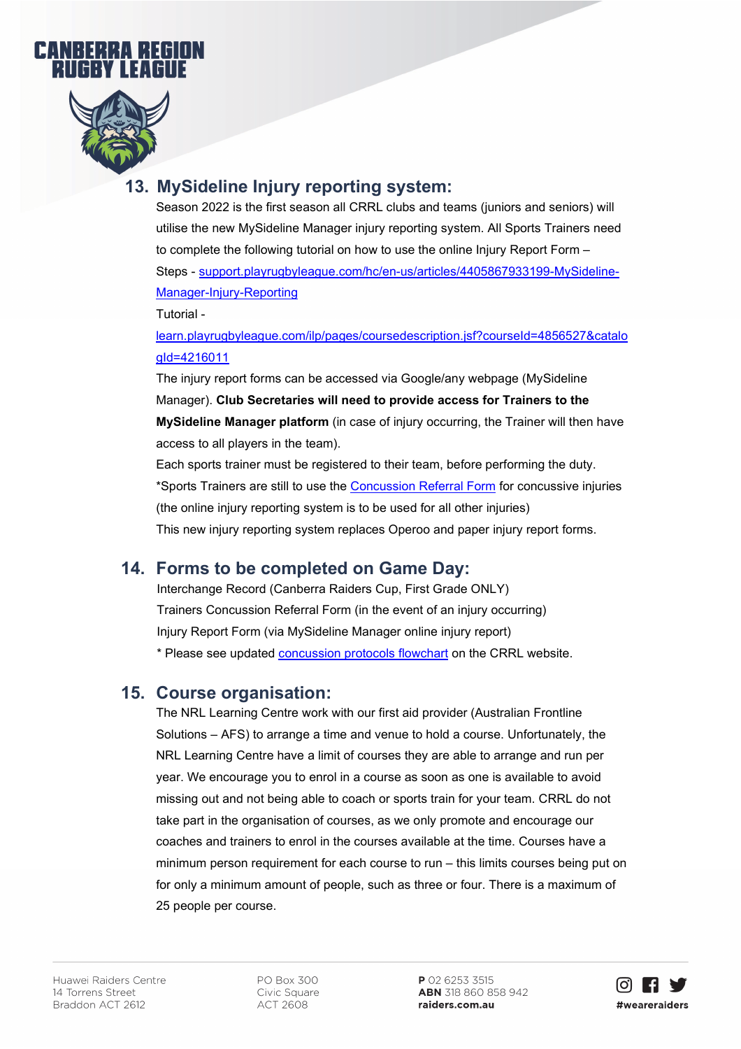## 13. MySideline Injury reporting system:

Season 2022 is the first season all CRRL clubs and teams (juniors and seniors) will utilise the new MySideline Manager injury reporting system. All Sports Trainers need to complete the following tutorial on how to use the online Injury Report Form –

Steps - support.playrugbyleague.com/hc/en-us/articles/4405867933199-MySideline-Manager-Injury-Reporting

Tutorial - learn.playrugbyleague.com/ilp/pages/coursedescription.jsf?courseId=4856527&catalogId=4216011

The injury report forms can be accessed via Google/any webpage (MySideline Manager). **Club Secretaries will need to provide access for Trainers to the MySideline Manager platform** (in case of injury occurring, the Trainer will then have access to all players in the team).

Each sports trainer must be registered to their team, before performing the duty.

*Sports Trainers are still to use the Concussion Referral Form for concussive injuries (the online injury reporting system is to be used for all other injuries)

This new injury reporting system replaces Operoo and paper injury report forms.

## 14. Forms to be completed on Game Day:

Interchange Record (Canberra Raiders Cup, First Grade ONLY)

Trainers Concussion Referral Form (in the event of an injury occurring)

Injury Report Form (via MySideline Manager online injury report)

* Please see updated concussion protocols flowchart on the CRRL website.

## 15. Course organisation:

The NRL Learning Centre work with our first aid provider (Australian Frontline Solutions – AFS) to arrange a time and venue to hold a course. Unfortunately, the NRL Learning Centre have a limit of courses they are able to arrange and run per year. We encourage you to enrol in a course as soon as one is available to avoid missing out and not being able to coach or sports train for your team. CRRL do not take part in the organisation of courses, as we only promote and encourage our coaches and trainers to enrol in the courses available at the time. Courses have a minimum person requirement for each course to run – this limits courses being put on for only a minimum amount of people, such as three or four. There is a maximum of 25 people per course.